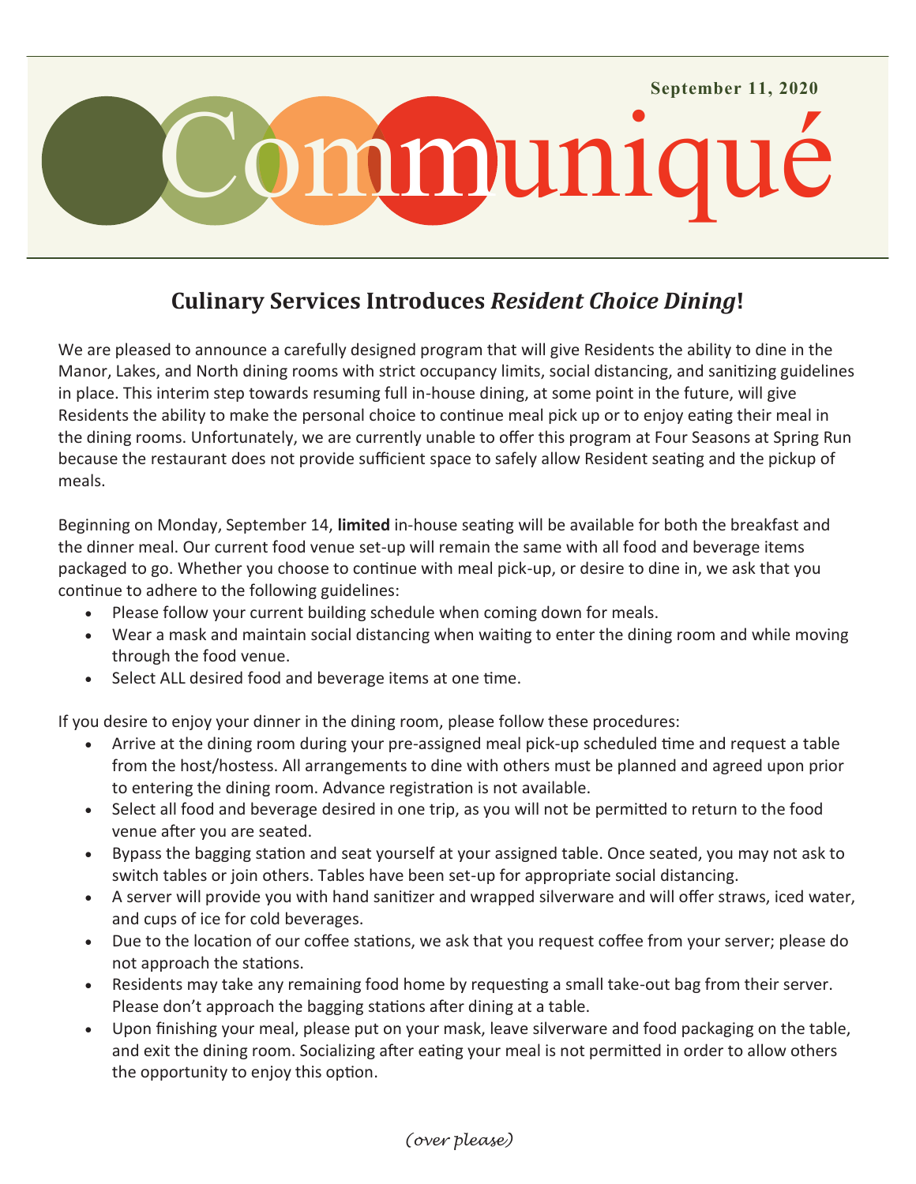September 11, 2020

# Communiqué

## Culinary Services Introduces *Resident Choice Dining*!

We are pleased to announce a carefully designed program that will give Residents the ability to dine in the Manor, Lakes, and North dining rooms with strict occupancy limits, social distancing, and sanitizing guidelines in place. This interim step towards resuming full in-house dining, at some point in the future, will give Residents the ability to make the personal choice to continue meal pick up or to enjoy eating their meal in the dining rooms. Unfortunately, we are currently unable to offer this program at Four Seasons at Spring Run because the restaurant does not provide sufficient space to safely allow Resident seating and the pickup of meals.

Beginning on Monday, September 14, **limited** in-house seating will be available for both the breakfast and the dinner meal. Our current food venue set-up will remain the same with all food and beverage items packaged to go. Whether you choose to continue with meal pick-up, or desire to dine in, we ask that you continue to adhere to the following guidelines:

- Please follow your current building schedule when coming down for meals.
- Wear a mask and maintain social distancing when waiting to enter the dining room and while moving through the food venue.
- Select ALL desired food and beverage items at one time.

If you desire to enjoy your dinner in the dining room, please follow these procedures:

- Arrive at the dining room during your pre-assigned meal pick-up scheduled time and request a table from the host/hostess. All arrangements to dine with others must be planned and agreed upon prior to entering the dining room. Advance registration is not available.
- Select all food and beverage desired in one trip, as you will not be permitted to return to the food venue after you are seated.
- Bypass the bagging station and seat yourself at your assigned table. Once seated, you may not ask to switch tables or join others. Tables have been set-up for appropriate social distancing.
- A server will provide you with hand sanitizer and wrapped silverware and will offer straws, iced water, and cups of ice for cold beverages.
- Due to the location of our coffee stations, we ask that you request coffee from your server; please do not approach the stations.
- Residents may take any remaining food home by requesting a small take-out bag from their server. Please don't approach the bagging stations after dining at a table.
- Upon finishing your meal, please put on your mask, leave silverware and food packaging on the table, and exit the dining room. Socializing after eating your meal is not permitted in order to allow others the opportunity to enjoy this option.

*(over please)*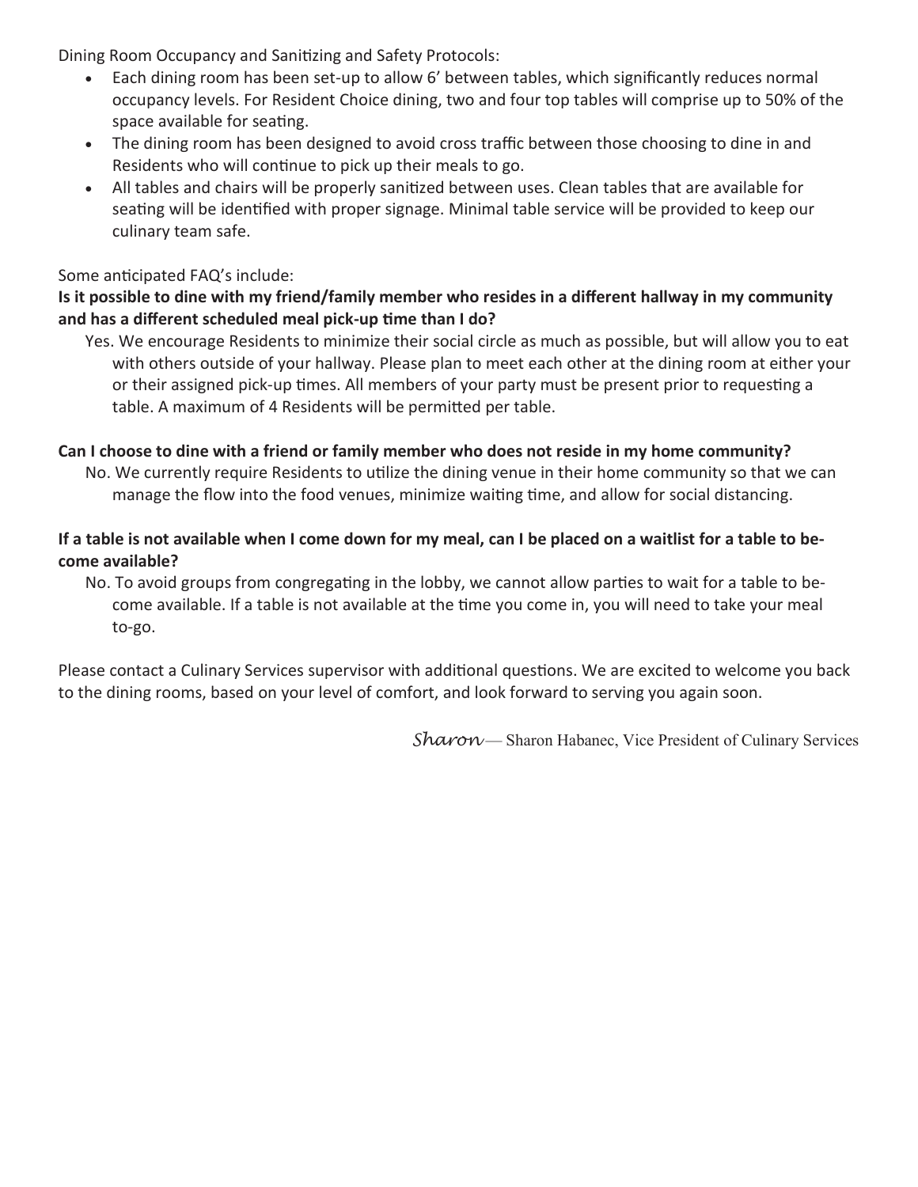Dining Room Occupancy and Sanitizing and Safety Protocols:

- Each dining room has been set-up to allow 6' between tables, which significantly reduces normal occupancy levels. For Resident Choice dining, two and four top tables will comprise up to 50% of the space available for seating.
- The dining room has been designed to avoid cross traffic between those choosing to dine in and Residents who will continue to pick up their meals to go.
- All tables and chairs will be properly sanitized between uses. Clean tables that are available for seating will be identified with proper signage. Minimal table service will be provided to keep our culinary team safe.

Some anticipated FAQ's include:

**Is it possible to dine with my friend/family member who resides in a different hallway in my community and has a different scheduled meal pick-up time than I do?**

Yes. We encourage Residents to minimize their social circle as much as possible, but will allow you to eat with others outside of your hallway. Please plan to meet each other at the dining room at either your or their assigned pick-up times. All members of your party must be present prior to requesting a table. A maximum of 4 Residents will be permitted per table.

**Can I choose to dine with a friend or family member who does not reside in my home community?**

No. We currently require Residents to utilize the dining venue in their home community so that we can manage the flow into the food venues, minimize waiting time, and allow for social distancing.

**If a table is not available when I come down for my meal, can I be placed on a waitlist for a table to become available?**

No. To avoid groups from congregating in the lobby, we cannot allow parties to wait for a table to become available. If a table is not available at the time you come in, you will need to take your meal to-go.

Please contact a Culinary Services supervisor with additional questions. We are excited to welcome you back to the dining rooms, based on your level of comfort, and look forward to serving you again soon.

*Sharon* — Sharon Habanec, Vice President of Culinary Services